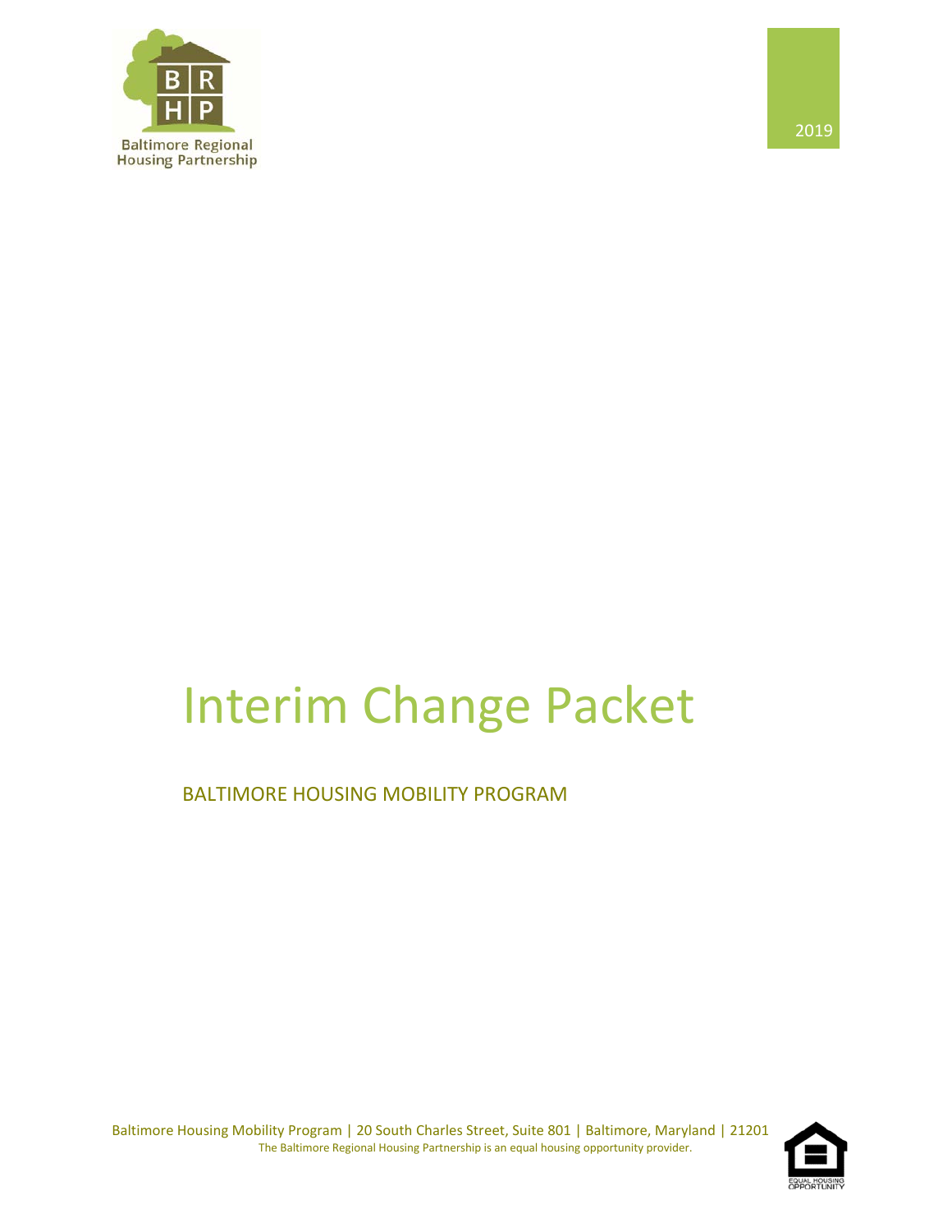Baltimore Regional Housing Partnership

2019

# Interim Change Packet

BALTIMORE HOUSING MOBILITY PROGRAM

Baltimore Housing Mobility Program | 20 South Charles Street, Suite 801 | Baltimore, Maryland | 21201

The Baltimore Regional Housing Partnership is an equal housing opportunity provider.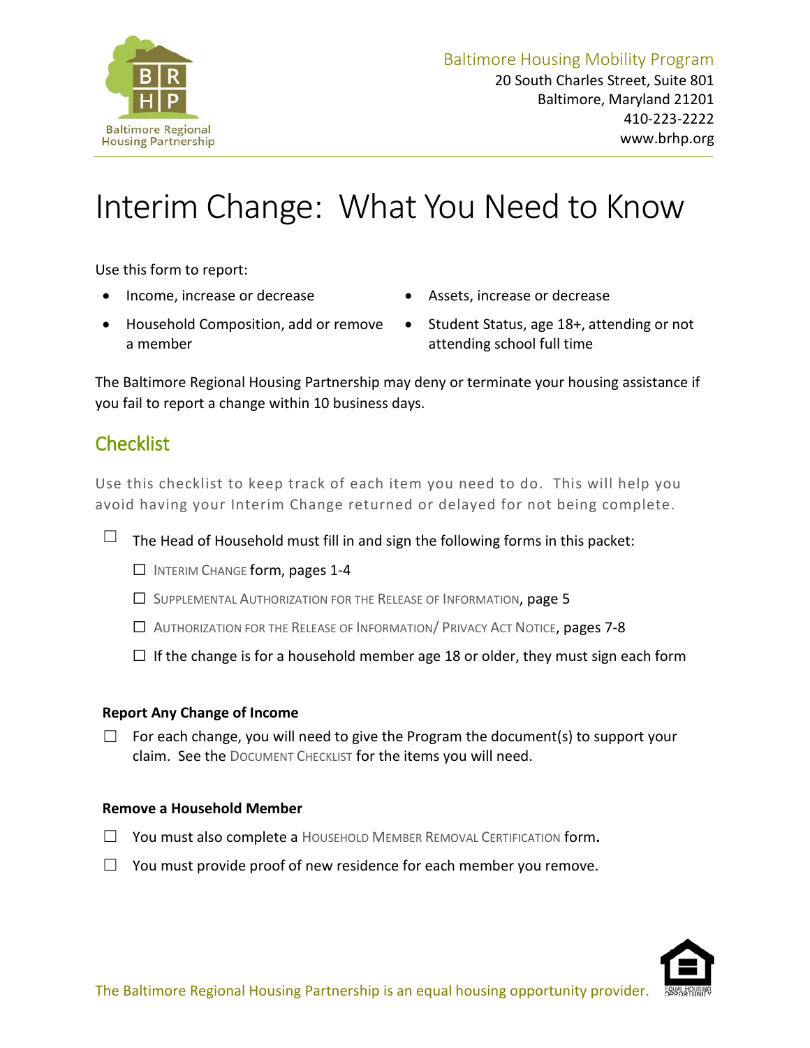Baltimore Housing Mobility Program
20 South Charles Street, Suite 801
Baltimore, Maryland 21201
410-223-2222
www.brhp.org

# Interim Change: What You Need to Know

Use this form to report:

- Income, increase or decrease
- Assets, increase or decrease
- Household Composition, add or remove a member
- Student Status, age 18+, attending or not attending school full time

The Baltimore Regional Housing Partnership may deny or terminate your housing assistance if you fail to report a change within 10 business days.

## Checklist

Use this checklist to keep track of each item you need to do. This will help you avoid having your Interim Change returned or delayed for not being complete.

☐ The Head of Household must fill in and sign the following forms in this packet:

- ☐ INTERIM CHANGE form, pages 1-4
- ☐ SUPPLEMENTAL AUTHORIZATION FOR THE RELEASE OF INFORMATION, page 5
- ☐ AUTHORIZATION FOR THE RELEASE OF INFORMATION/ PRIVACY ACT NOTICE, pages 7-8
- ☐ If the change is for a household member age 18 or older, they must sign each form

**Report Any Change of Income**

☐ For each change, you will need to give the Program the document(s) to support your claim. See the DOCUMENT CHECKLIST for the items you will need.

**Remove a Household Member**

☐ You must also complete a HOUSEHOLD MEMBER REMOVAL CERTIFICATION form.

☐ You must provide proof of new residence for each member you remove.

The Baltimore Regional Housing Partnership is an equal housing opportunity provider.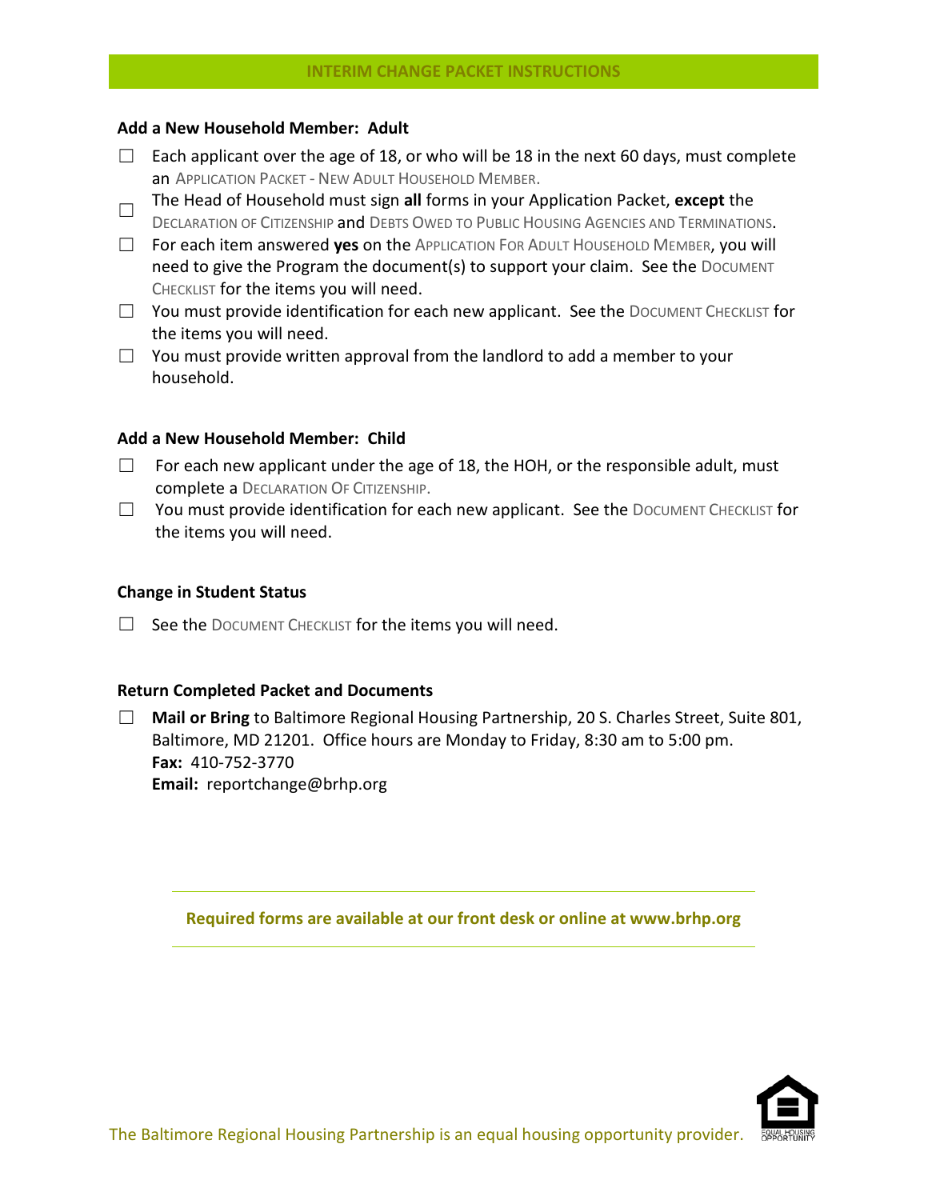# INTERIM CHANGE PACKET INSTRUCTIONS

### Add a New Household Member: Adult

- ☐ Each applicant over the age of 18, or who will be 18 in the next 60 days, must complete an APPLICATION PACKET - NEW ADULT HOUSEHOLD MEMBER.
- ☐ The Head of Household must sign **all** forms in your Application Packet, **except** the DECLARATION OF CITIZENSHIP and DEBTS OWED TO PUBLIC HOUSING AGENCIES AND TERMINATIONS.
- ☐ For each item answered **yes** on the APPLICATION FOR ADULT HOUSEHOLD MEMBER, you will need to give the Program the document(s) to support your claim. See the DOCUMENT CHECKLIST for the items you will need.
- ☐ You must provide identification for each new applicant. See the DOCUMENT CHECKLIST for the items you will need.
- ☐ You must provide written approval from the landlord to add a member to your household.

### Add a New Household Member: Child

- ☐ For each new applicant under the age of 18, the HOH, or the responsible adult, must complete a DECLARATION OF CITIZENSHIP.
- ☐ You must provide identification for each new applicant. See the DOCUMENT CHECKLIST for the items you will need.

### Change in Student Status

- ☐ See the DOCUMENT CHECKLIST for the items you will need.

### Return Completed Packet and Documents

- ☐ **Mail or Bring** to Baltimore Regional Housing Partnership, 20 S. Charles Street, Suite 801, Baltimore, MD 21201. Office hours are Monday to Friday, 8:30 am to 5:00 pm.
  **Fax:** 410-752-3770
  **Email:** reportchange@brhp.org

---

**Required forms are available at our front desk or online at www.brhp.org**

---

The Baltimore Regional Housing Partnership is an equal housing opportunity provider.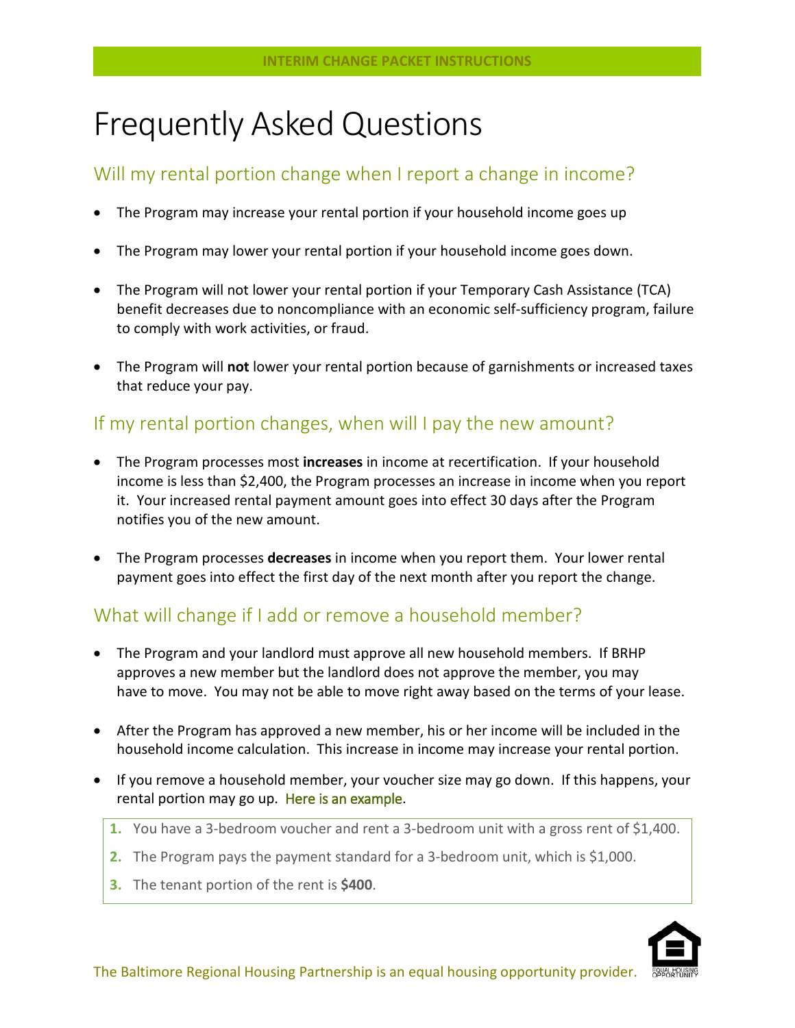# Frequently Asked Questions

## Will my rental portion change when I report a change in income?

- The Program may increase your rental portion if your household income goes up
- The Program may lower your rental portion if your household income goes down.
- The Program will not lower your rental portion if your Temporary Cash Assistance (TCA) benefit decreases due to noncompliance with an economic self-sufficiency program, failure to comply with work activities, or fraud.
- The Program will **not** lower your rental portion because of garnishments or increased taxes that reduce your pay.

## If my rental portion changes, when will I pay the new amount?

- The Program processes most **increases** in income at recertification. If your household income is less than $2,400, the Program processes an increase in income when you report it. Your increased rental payment amount goes into effect 30 days after the Program notifies you of the new amount.
- The Program processes **decreases** in income when you report them. Your lower rental payment goes into effect the first day of the next month after you report the change.

## What will change if I add or remove a household member?

- The Program and your landlord must approve all new household members. If BRHP approves a new member but the landlord does not approve the member, you may have to move. You may not be able to move right away based on the terms of your lease.
- After the Program has approved a new member, his or her income will be included in the household income calculation. This increase in income may increase your rental portion.
- If you remove a household member, your voucher size may go down. If this happens, your rental portion may go up. Here is an example.

1. You have a 3-bedroom voucher and rent a 3-bedroom unit with a gross rent of $1,400.
2. The Program pays the payment standard for a 3-bedroom unit, which is $1,000.
3. The tenant portion of the rent is **$400**.

The Baltimore Regional Housing Partnership is an equal housing opportunity provider.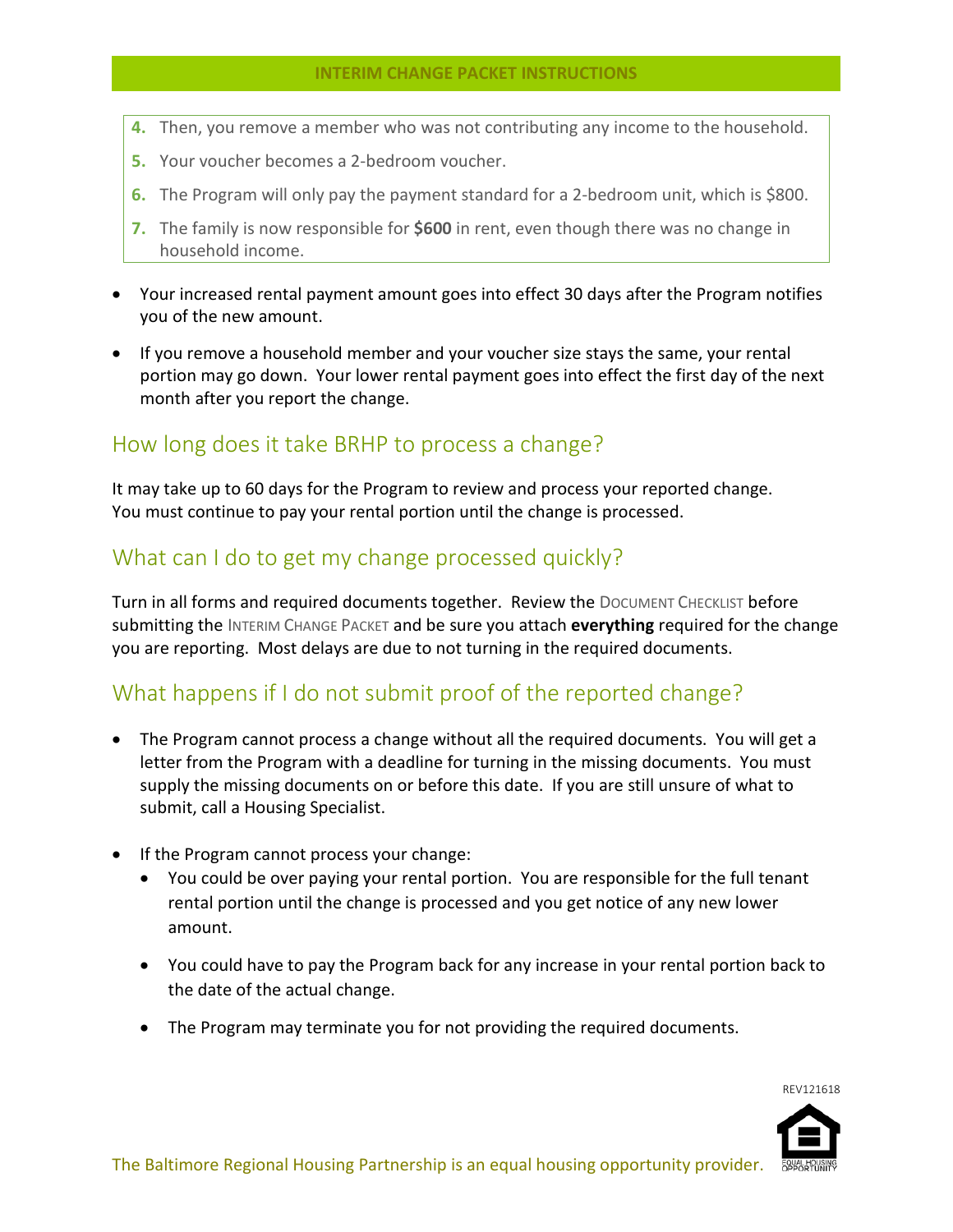4. Then, you remove a member who was not contributing any income to the household.
5. Your voucher becomes a 2-bedroom voucher.
6. The Program will only pay the payment standard for a 2-bedroom unit, which is $800.
7. The family is now responsible for **$600** in rent, even though there was no change in household income.

- Your increased rental payment amount goes into effect 30 days after the Program notifies you of the new amount.
- If you remove a household member and your voucher size stays the same, your rental portion may go down. Your lower rental payment goes into effect the first day of the next month after you report the change.

## How long does it take BRHP to process a change?

It may take up to 60 days for the Program to review and process your reported change. You must continue to pay your rental portion until the change is processed.

## What can I do to get my change processed quickly?

Turn in all forms and required documents together. Review the DOCUMENT CHECKLIST before submitting the INTERIM CHANGE PACKET and be sure you attach **everything** required for the change you are reporting. Most delays are due to not turning in the required documents.

## What happens if I do not submit proof of the reported change?

- The Program cannot process a change without all the required documents. You will get a letter from the Program with a deadline for turning in the missing documents. You must supply the missing documents on or before this date. If you are still unsure of what to submit, call a Housing Specialist.
- If the Program cannot process your change:
  - You could be over paying your rental portion. You are responsible for the full tenant rental portion until the change is processed and you get notice of any new lower amount.
  - You could have to pay the Program back for any increase in your rental portion back to the date of the actual change.
  - The Program may terminate you for not providing the required documents.

REV121618

The Baltimore Regional Housing Partnership is an equal housing opportunity provider.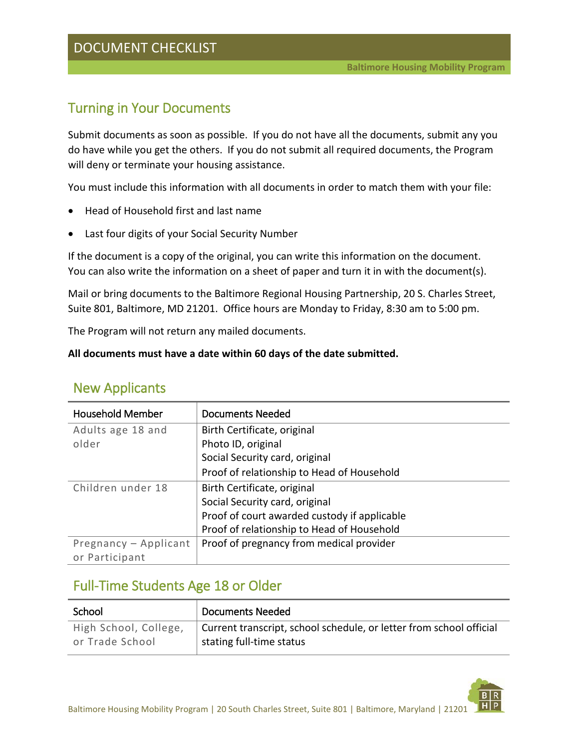# DOCUMENT CHECKLIST

**Baltimore Housing Mobility Program**

## Turning in Your Documents

Submit documents as soon as possible. If you do not have all the documents, submit any you do have while you get the others. If you do not submit all required documents, the Program will deny or terminate your housing assistance.

You must include this information with all documents in order to match them with your file:

- Head of Household first and last name
- Last four digits of your Social Security Number

If the document is a copy of the original, you can write this information on the document. You can also write the information on a sheet of paper and turn it in with the document(s).

Mail or bring documents to the Baltimore Regional Housing Partnership, 20 S. Charles Street, Suite 801, Baltimore, MD 21201. Office hours are Monday to Friday, 8:30 am to 5:00 pm.

The Program will not return any mailed documents.

**All documents must have a date within 60 days of the date submitted.**

## New Applicants

| Household Member | Documents Needed |
|---|---|
| Adults age 18 and older | Birth Certificate, original<br>Photo ID, original<br>Social Security card, original<br>Proof of relationship to Head of Household |
| Children under 18 | Birth Certificate, original<br>Social Security card, original<br>Proof of court awarded custody if applicable<br>Proof of relationship to Head of Household |
| Pregnancy – Applicant or Participant | Proof of pregnancy from medical provider |

## Full-Time Students Age 18 or Older

| School | Documents Needed |
|---|---|
| High School, College, or Trade School | Current transcript, school schedule, or letter from school official stating full-time status |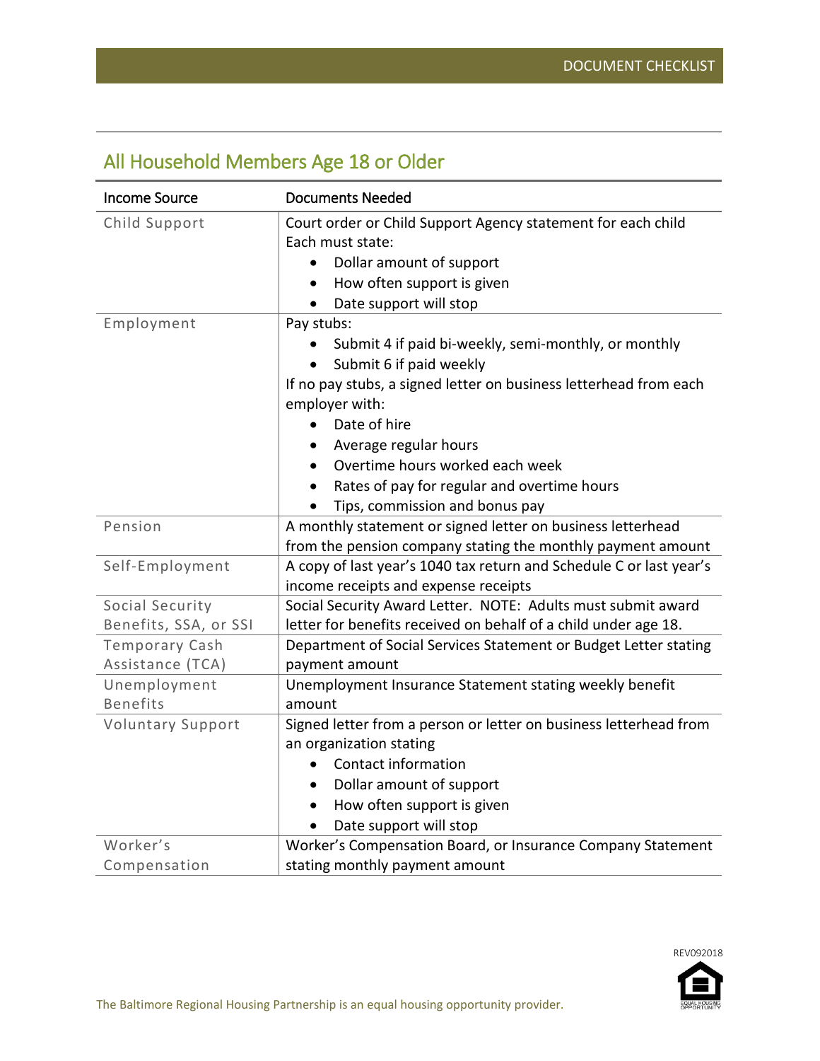## All Household Members Age 18 or Older

| Income Source | Documents Needed |
| --- | --- |
| Child Support | Court order or Child Support Agency statement for each child<br>Each must state:<br>• Dollar amount of support<br>• How often support is given<br>• Date support will stop |
| Employment | Pay stubs:<br>• Submit 4 if paid bi-weekly, semi-monthly, or monthly<br>• Submit 6 if paid weekly<br>If no pay stubs, a signed letter on business letterhead from each employer with:<br>• Date of hire<br>• Average regular hours<br>• Overtime hours worked each week<br>• Rates of pay for regular and overtime hours<br>• Tips, commission and bonus pay |
| Pension | A monthly statement or signed letter on business letterhead from the pension company stating the monthly payment amount |
| Self-Employment | A copy of last year's 1040 tax return and Schedule C or last year's income receipts and expense receipts |
| Social Security Benefits, SSA, or SSI | Social Security Award Letter. NOTE: Adults must submit award letter for benefits received on behalf of a child under age 18. |
| Temporary Cash Assistance (TCA) | Department of Social Services Statement or Budget Letter stating payment amount |
| Unemployment Benefits | Unemployment Insurance Statement stating weekly benefit amount |
| Voluntary Support | Signed letter from a person or letter on business letterhead from an organization stating<br>• Contact information<br>• Dollar amount of support<br>• How often support is given<br>• Date support will stop |
| Worker's Compensation | Worker's Compensation Board, or Insurance Company Statement stating monthly payment amount |

REV092018

The Baltimore Regional Housing Partnership is an equal housing opportunity provider.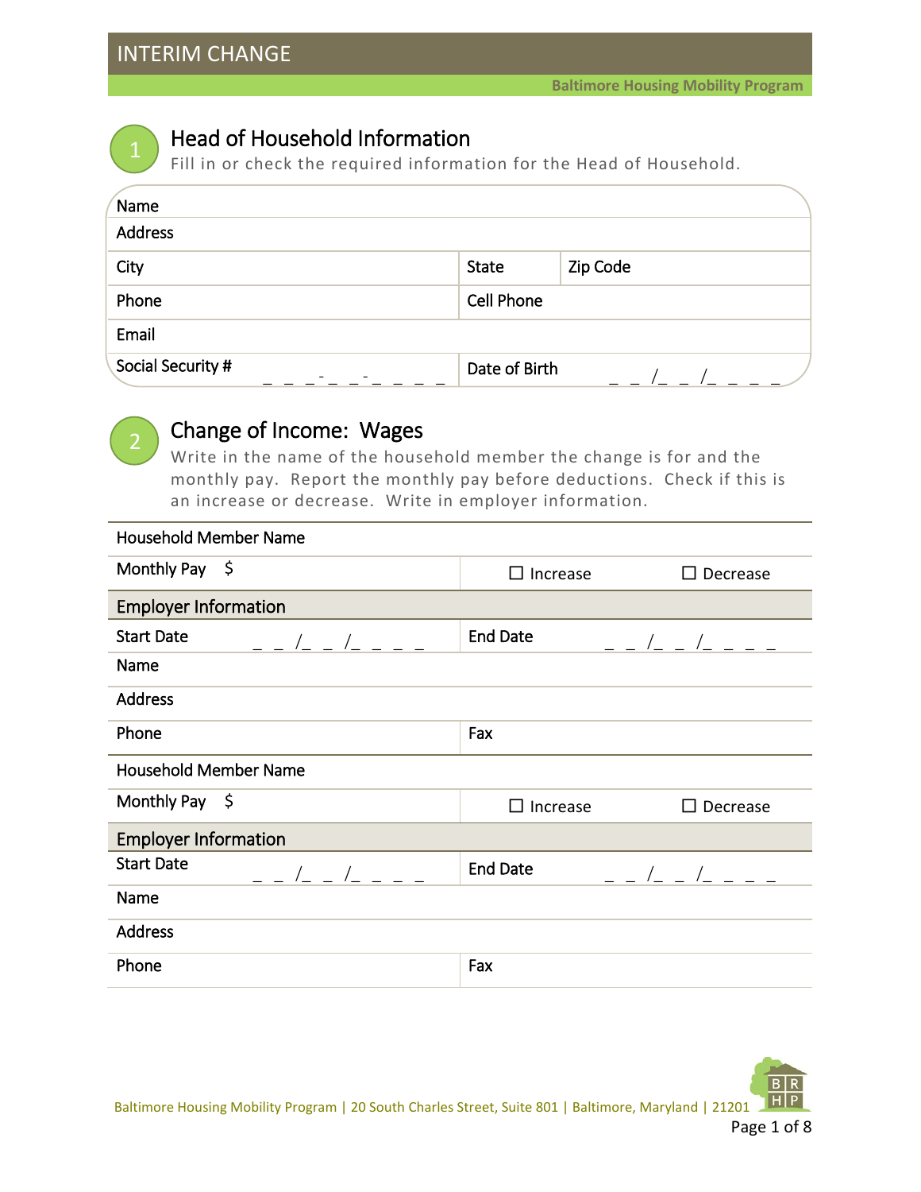# INTERIM CHANGE

**Baltimore Housing Mobility Program**

## 1 Head of Household Information

Fill in or check the required information for the Head of Household.

| | | |
|---|---|---|
| Name | | |
| Address | | |
| City | State | Zip Code |
| Phone | Cell Phone | |
| Email | | |
| Social Security # _ _ _-_ _-_ _ _ _ | Date of Birth _ _ /_ _ /_ _ _ _ | |

## 2 Change of Income: Wages

Write in the name of the household member the change is for and the monthly pay. Report the monthly pay before deductions. Check if this is an increase or decrease. Write in employer information.

| | | |
|---|---|---|
| Household Member Name | | |
| Monthly Pay $ | ☐ Increase | ☐ Decrease |
| **Employer Information** | | |
| Start Date _ _ /_ _ /_ _ _ _ | End Date _ _ /_ _ /_ _ _ _ | |
| Name | | |
| Address | | |
| Phone | Fax | |

| | | |
|---|---|---|
| Household Member Name | | |
| Monthly Pay $ | ☐ Increase | ☐ Decrease |
| **Employer Information** | | |
| Start Date _ _ /_ _ /_ _ _ _ | End Date _ _ /_ _ /_ _ _ _ | |
| Name | | |
| Address | | |
| Phone | Fax | |

Baltimore Housing Mobility Program | 20 South Charles Street, Suite 801 | Baltimore, Maryland | 21201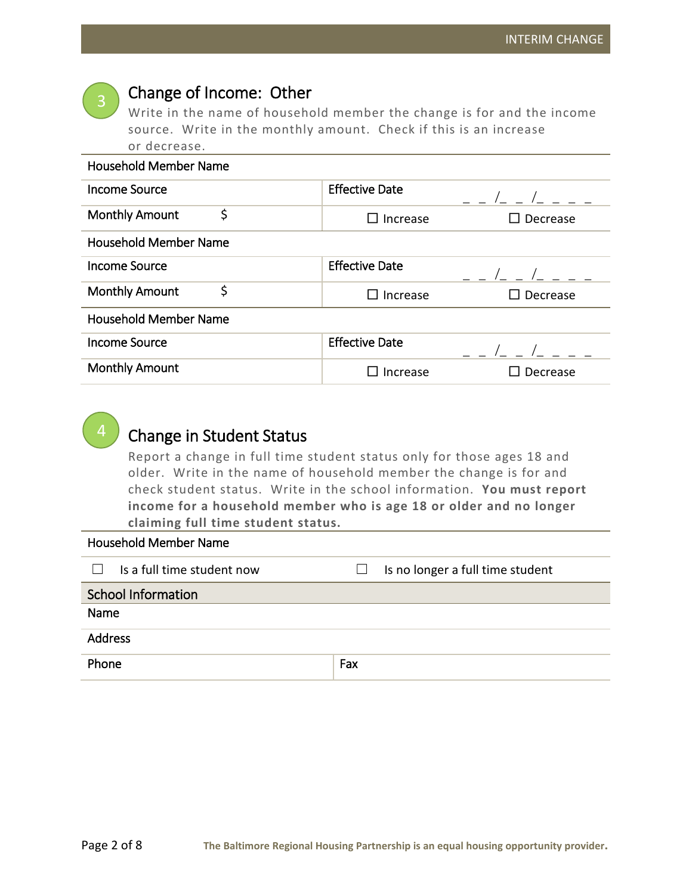## 3 Change of Income: Other

Write in the name of household member the change is for and the income source. Write in the monthly amount. Check if this is an increase or decrease.

| Household Member Name | | |
|---|---|---|
| Income Source | Effective Date | _ _ /_ _ /_ _ _ _ |
| Monthly Amount $ | ☐ Increase | ☐ Decrease |
| Household Member Name | | |
| Income Source | Effective Date | _ _ /_ _ /_ _ _ _ |
| Monthly Amount $ | ☐ Increase | ☐ Decrease |
| Household Member Name | | |
| Income Source | Effective Date | _ _ /_ _ /_ _ _ _ |
| Monthly Amount | ☐ Increase | ☐ Decrease |

## 4 Change in Student Status

Report a change in full time student status only for those ages 18 and older. Write in the name of household member the change is for and check student status. Write in the school information. **You must report income for a household member who is age 18 or older and no longer claiming full time student status.**

| Household Member Name | |
|---|---|
| ☐ Is a full time student now | ☐ Is no longer a full time student |
| **School Information** | |
| Name | |
| Address | |
| Phone | Fax |

The Baltimore Regional Housing Partnership is an equal housing opportunity provider.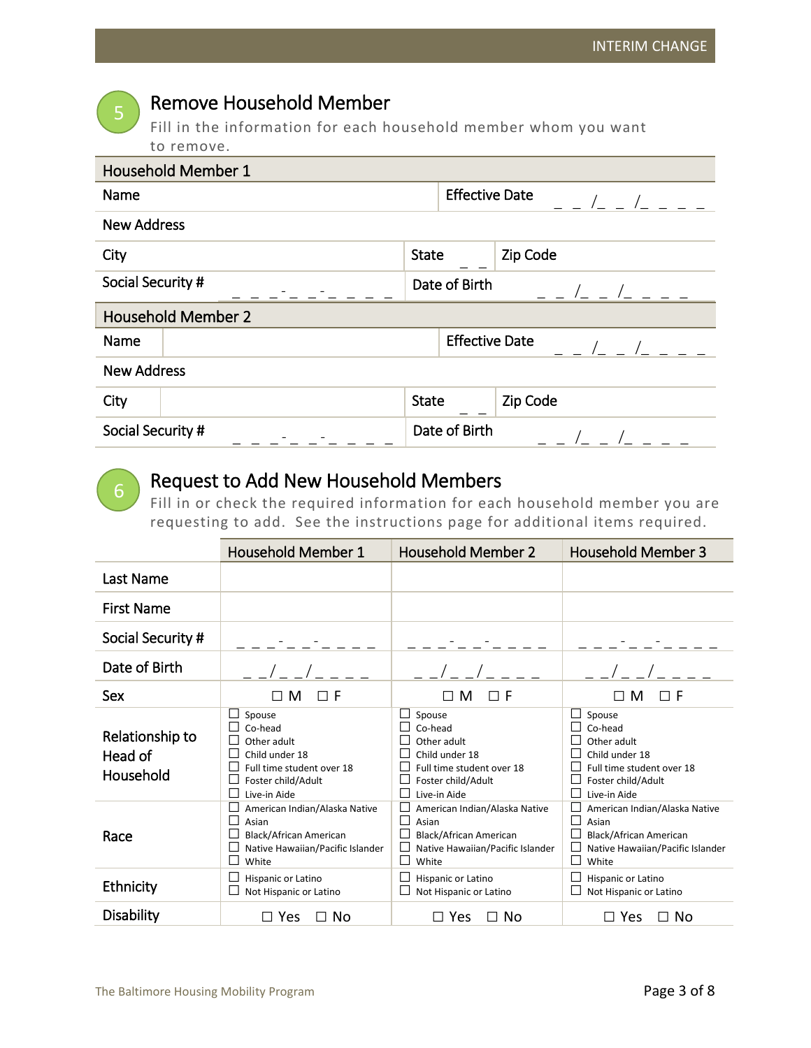## 5 Remove Household Member

Fill in the information for each household member whom you want to remove.

| Household Member 1 | | | |
|---|---|---|---|
| Name | | Effective Date | _ _ /_ _ /_ _ _ _ |
| New Address | | | |
| City | State _ _ | Zip Code | |
| Social Security # _ _ _-_ _-_ _ _ _ | | Date of Birth | _ _ /_ _ /_ _ _ _ |

| Household Member 2 | | | |
|---|---|---|---|
| Name | | Effective Date | _ _ /_ _ /_ _ _ _ |
| New Address | | | |
| City | State _ _ | Zip Code | |
| Social Security # _ _ _-_ _-_ _ _ _ | | Date of Birth | _ _ /_ _ /_ _ _ _ |

## 6 Request to Add New Household Members

Fill in or check the required information for each household member you are requesting to add. See the instructions page for additional items required.

| | Household Member 1 | Household Member 2 | Household Member 3 |
|---|---|---|---|
| Last Name | | | |
| First Name | | | |
| Social Security # | _ _ _-_ _-_ _ _ _ | _ _ _-_ _-_ _ _ _ | _ _ _-_ _-_ _ _ _ |
| Date of Birth | _ _/_ _/_ _ _ _ | _ _/_ _/_ _ _ _ | _ _/_ _/_ _ _ _ |
| Sex | ☐ M ☐ F | ☐ M ☐ F | ☐ M ☐ F |
| Relationship to Head of Household | ☐ Spouse<br>☐ Co-head<br>☐ Other adult<br>☐ Child under 18<br>☐ Full time student over 18<br>☐ Foster child/Adult<br>☐ Live-in Aide | ☐ Spouse<br>☐ Co-head<br>☐ Other adult<br>☐ Child under 18<br>☐ Full time student over 18<br>☐ Foster child/Adult<br>☐ Live-in Aide | ☐ Spouse<br>☐ Co-head<br>☐ Other adult<br>☐ Child under 18<br>☐ Full time student over 18<br>☐ Foster child/Adult<br>☐ Live-in Aide |
| Race | ☐ American Indian/Alaska Native<br>☐ Asian<br>☐ Black/African American<br>☐ Native Hawaiian/Pacific Islander<br>☐ White | ☐ American Indian/Alaska Native<br>☐ Asian<br>☐ Black/African American<br>☐ Native Hawaiian/Pacific Islander<br>☐ White | ☐ American Indian/Alaska Native<br>☐ Asian<br>☐ Black/African American<br>☐ Native Hawaiian/Pacific Islander<br>☐ White |
| Ethnicity | ☐ Hispanic or Latino<br>☐ Not Hispanic or Latino | ☐ Hispanic or Latino<br>☐ Not Hispanic or Latino | ☐ Hispanic or Latino<br>☐ Not Hispanic or Latino |
| Disability | ☐ Yes ☐ No | ☐ Yes ☐ No | ☐ Yes ☐ No |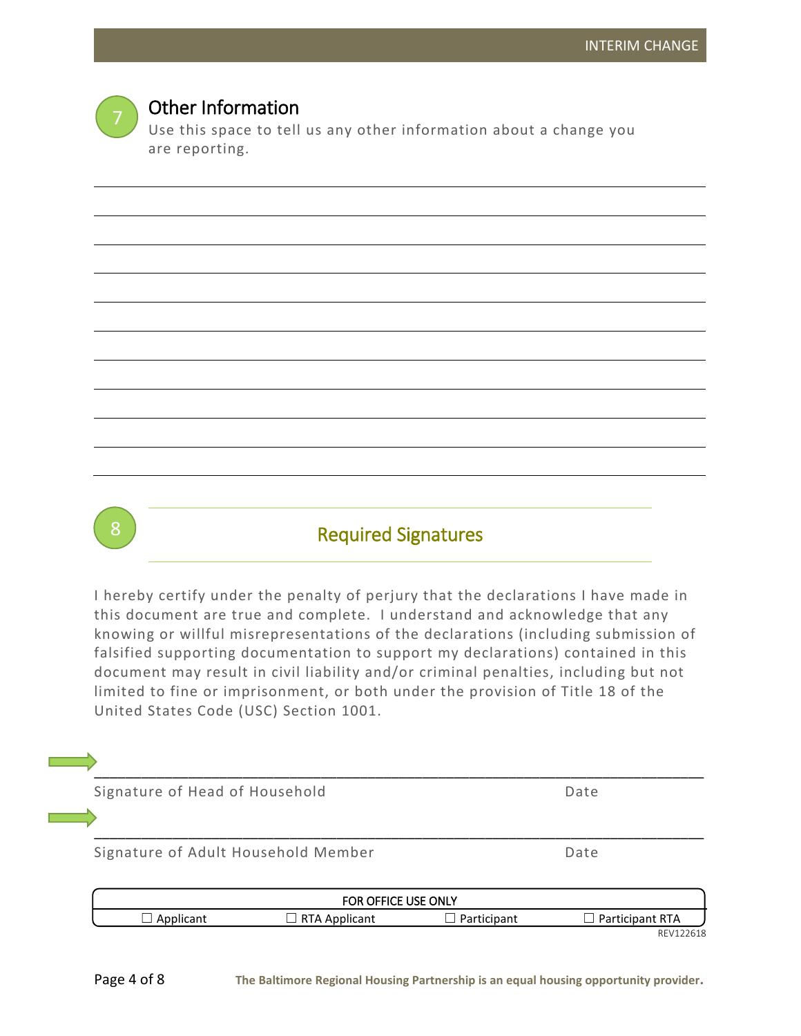## 7 Other Information

Use this space to tell us any other information about a change you are reporting.

\_\_\_\_\_\_\_\_\_\_\_\_\_\_\_\_\_\_\_\_\_\_\_\_\_\_\_\_\_\_\_\_\_\_\_\_\_\_\_\_\_\_\_\_\_\_\_\_\_\_\_\_\_\_\_\_\_\_\_\_\_\_\_\_\_\_\_\_\_\_\_\_

\_\_\_\_\_\_\_\_\_\_\_\_\_\_\_\_\_\_\_\_\_\_\_\_\_\_\_\_\_\_\_\_\_\_\_\_\_\_\_\_\_\_\_\_\_\_\_\_\_\_\_\_\_\_\_\_\_\_\_\_\_\_\_\_\_\_\_\_\_\_\_\_

\_\_\_\_\_\_\_\_\_\_\_\_\_\_\_\_\_\_\_\_\_\_\_\_\_\_\_\_\_\_\_\_\_\_\_\_\_\_\_\_\_\_\_\_\_\_\_\_\_\_\_\_\_\_\_\_\_\_\_\_\_\_\_\_\_\_\_\_\_\_\_\_

\_\_\_\_\_\_\_\_\_\_\_\_\_\_\_\_\_\_\_\_\_\_\_\_\_\_\_\_\_\_\_\_\_\_\_\_\_\_\_\_\_\_\_\_\_\_\_\_\_\_\_\_\_\_\_\_\_\_\_\_\_\_\_\_\_\_\_\_\_\_\_\_

\_\_\_\_\_\_\_\_\_\_\_\_\_\_\_\_\_\_\_\_\_\_\_\_\_\_\_\_\_\_\_\_\_\_\_\_\_\_\_\_\_\_\_\_\_\_\_\_\_\_\_\_\_\_\_\_\_\_\_\_\_\_\_\_\_\_\_\_\_\_\_\_

\_\_\_\_\_\_\_\_\_\_\_\_\_\_\_\_\_\_\_\_\_\_\_\_\_\_\_\_\_\_\_\_\_\_\_\_\_\_\_\_\_\_\_\_\_\_\_\_\_\_\_\_\_\_\_\_\_\_\_\_\_\_\_\_\_\_\_\_\_\_\_\_

\_\_\_\_\_\_\_\_\_\_\_\_\_\_\_\_\_\_\_\_\_\_\_\_\_\_\_\_\_\_\_\_\_\_\_\_\_\_\_\_\_\_\_\_\_\_\_\_\_\_\_\_\_\_\_\_\_\_\_\_\_\_\_\_\_\_\_\_\_\_\_\_

\_\_\_\_\_\_\_\_\_\_\_\_\_\_\_\_\_\_\_\_\_\_\_\_\_\_\_\_\_\_\_\_\_\_\_\_\_\_\_\_\_\_\_\_\_\_\_\_\_\_\_\_\_\_\_\_\_\_\_\_\_\_\_\_\_\_\_\_\_\_\_\_

\_\_\_\_\_\_\_\_\_\_\_\_\_\_\_\_\_\_\_\_\_\_\_\_\_\_\_\_\_\_\_\_\_\_\_\_\_\_\_\_\_\_\_\_\_\_\_\_\_\_\_\_\_\_\_\_\_\_\_\_\_\_\_\_\_\_\_\_\_\_\_\_

\_\_\_\_\_\_\_\_\_\_\_\_\_\_\_\_\_\_\_\_\_\_\_\_\_\_\_\_\_\_\_\_\_\_\_\_\_\_\_\_\_\_\_\_\_\_\_\_\_\_\_\_\_\_\_\_\_\_\_\_\_\_\_\_\_\_\_\_\_\_\_\_

## 8 Required Signatures

I hereby certify under the penalty of perjury that the declarations I have made in this document are true and complete. I understand and acknowledge that any knowing or willful misrepresentations of the declarations (including submission of falsified supporting documentation to support my declarations) contained in this document may result in civil liability and/or criminal penalties, including but not limited to fine or imprisonment, or both under the provision of Title 18 of the United States Code (USC) Section 1001.

\_\_\_\_\_\_\_\_\_\_\_\_\_\_\_\_\_\_\_\_\_\_\_\_\_\_\_\_\_\_\_\_\_\_\_\_\_\_\_\_\_\_\_\_\_\_\_\_\_\_\_\_\_\_\_\_\_\_\_\_\_\_\_\_\_\_\_\_\_\_\_\_

Signature of Head of Household                                        Date

\_\_\_\_\_\_\_\_\_\_\_\_\_\_\_\_\_\_\_\_\_\_\_\_\_\_\_\_\_\_\_\_\_\_\_\_\_\_\_\_\_\_\_\_\_\_\_\_\_\_\_\_\_\_\_\_\_\_\_\_\_\_\_\_\_\_\_\_\_\_\_\_

Signature of Adult Household Member                                        Date

| FOR OFFICE USE ONLY | | | |
|---|---|---|---|
| ☐ Applicant | ☐ RTA Applicant | ☐ Participant | ☐ Participant RTA |

REV122618

**The Baltimore Regional Housing Partnership is an equal housing opportunity provider.**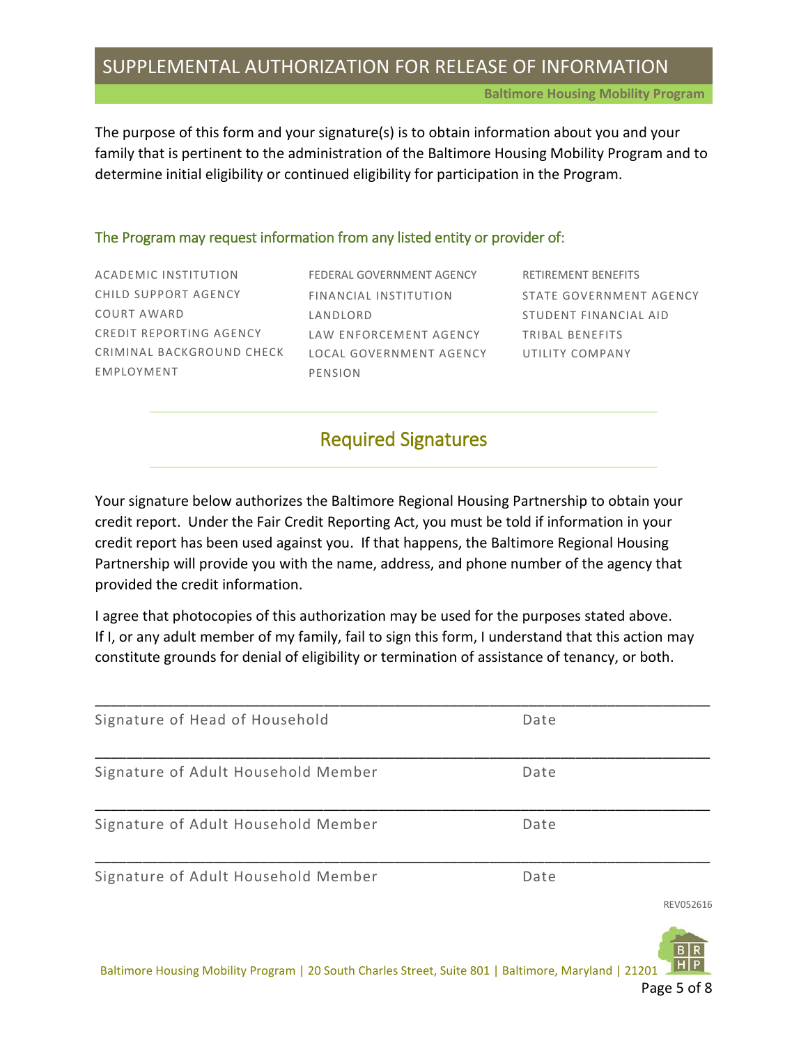# SUPPLEMENTAL AUTHORIZATION FOR RELEASE OF INFORMATION

**Baltimore Housing Mobility Program**

The purpose of this form and your signature(s) is to obtain information about you and your family that is pertinent to the administration of the Baltimore Housing Mobility Program and to determine initial eligibility or continued eligibility for participation in the Program.

### The Program may request information from any listed entity or provider of:

- ACADEMIC INSTITUTION
- CHILD SUPPORT AGENCY
- COURT AWARD
- CREDIT REPORTING AGENCY
- CRIMINAL BACKGROUND CHECK
- EMPLOYMENT
- FEDERAL GOVERNMENT AGENCY
- FINANCIAL INSTITUTION
- LANDLORD
- LAW ENFORCEMENT AGENCY
- LOCAL GOVERNMENT AGENCY
- PENSION
- RETIREMENT BENEFITS
- STATE GOVERNMENT AGENCY
- STUDENT FINANCIAL AID
- TRIBAL BENEFITS
- UTILITY COMPANY

## Required Signatures

Your signature below authorizes the Baltimore Regional Housing Partnership to obtain your credit report. Under the Fair Credit Reporting Act, you must be told if information in your credit report has been used against you. If that happens, the Baltimore Regional Housing Partnership will provide you with the name, address, and phone number of the agency that provided the credit information.

I agree that photocopies of this authorization may be used for the purposes stated above. If I, or any adult member of my family, fail to sign this form, I understand that this action may constitute grounds for denial of eligibility or termination of assistance of tenancy, or both.

\_\_\_\_\_\_\_\_\_\_\_\_\_\_\_\_\_\_\_\_\_\_\_\_\_\_\_\_\_\_\_\_\_\_\_\_\_\_\_\_\_\_\_\_\_\_\_\_\_\_\_\_\_\_\_\_\_\_\_\_\_\_\_\_\_\_

Signature of Head of Household Date

\_\_\_\_\_\_\_\_\_\_\_\_\_\_\_\_\_\_\_\_\_\_\_\_\_\_\_\_\_\_\_\_\_\_\_\_\_\_\_\_\_\_\_\_\_\_\_\_\_\_\_\_\_\_\_\_\_\_\_\_\_\_\_\_\_\_

Signature of Adult Household Member Date

\_\_\_\_\_\_\_\_\_\_\_\_\_\_\_\_\_\_\_\_\_\_\_\_\_\_\_\_\_\_\_\_\_\_\_\_\_\_\_\_\_\_\_\_\_\_\_\_\_\_\_\_\_\_\_\_\_\_\_\_\_\_\_\_\_\_

Signature of Adult Household Member Date

\_\_\_\_\_\_\_\_\_\_\_\_\_\_\_\_\_\_\_\_\_\_\_\_\_\_\_\_\_\_\_\_\_\_\_\_\_\_\_\_\_\_\_\_\_\_\_\_\_\_\_\_\_\_\_\_\_\_\_\_\_\_\_\_\_\_

Signature of Adult Household Member Date

REV052616

Baltimore Housing Mobility Program | 20 South Charles Street, Suite 801 | Baltimore, Maryland | 21201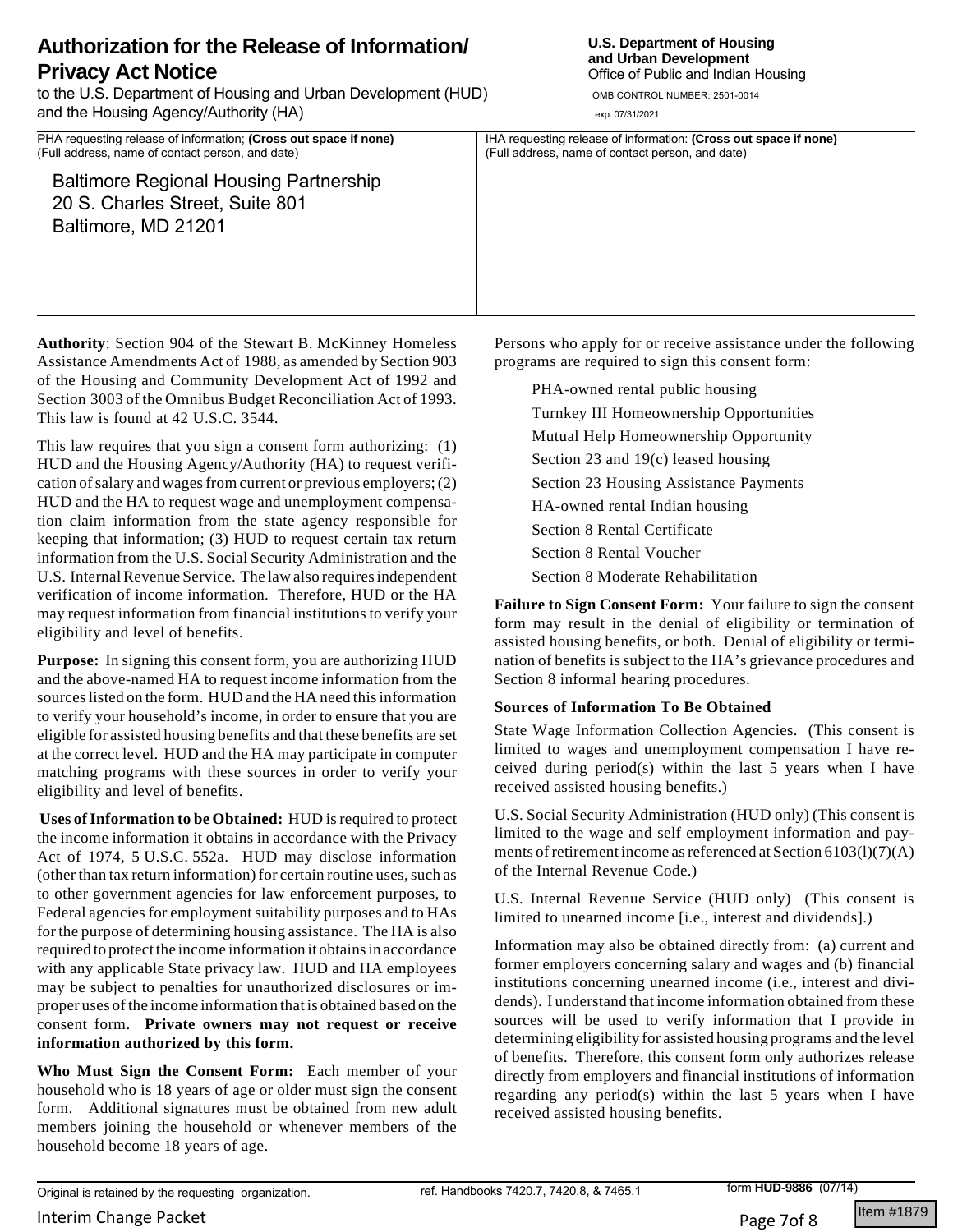# Authorization for the Release of Information/ Privacy Act Notice

to the U.S. Department of Housing and Urban Development (HUD) and the Housing Agency/Authority (HA)

**U.S. Department of Housing and Urban Development**
Office of Public and Indian Housing

OMB CONTROL NUMBER: 2501-0014
exp. 07/31/2021

| PHA requesting release of information; **(Cross out space if none)** (Full address, name of contact person, and date) | IHA requesting release of information: **(Cross out space if none)** (Full address, name of contact person, and date) |
| --- | --- |
| Baltimore Regional Housing Partnership<br>20 S. Charles Street, Suite 801<br>Baltimore, MD 21201 | |

**Authority**: Section 904 of the Stewart B. McKinney Homeless Assistance Amendments Act of 1988, as amended by Section 903 of the Housing and Community Development Act of 1992 and Section 3003 of the Omnibus Budget Reconciliation Act of 1993. This law is found at 42 U.S.C. 3544.

This law requires that you sign a consent form authorizing: (1) HUD and the Housing Agency/Authority (HA) to request verification of salary and wages from current or previous employers; (2) HUD and the HA to request wage and unemployment compensation claim information from the state agency responsible for keeping that information; (3) HUD to request certain tax return information from the U.S. Social Security Administration and the U.S. Internal Revenue Service. The law also requires independent verification of income information. Therefore, HUD or the HA may request information from financial institutions to verify your eligibility and level of benefits.

**Purpose:** In signing this consent form, you are authorizing HUD and the above-named HA to request income information from the sources listed on the form. HUD and the HA need this information to verify your household's income, in order to ensure that you are eligible for assisted housing benefits and that these benefits are set at the correct level. HUD and the HA may participate in computer matching programs with these sources in order to verify your eligibility and level of benefits.

**Uses of Information to be Obtained:** HUD is required to protect the income information it obtains in accordance with the Privacy Act of 1974, 5 U.S.C. 552a. HUD may disclose information (other than tax return information) for certain routine uses, such as to other government agencies for law enforcement purposes, to Federal agencies for employment suitability purposes and to HAs for the purpose of determining housing assistance. The HA is also required to protect the income information it obtains in accordance with any applicable State privacy law. HUD and HA employees may be subject to penalties for unauthorized disclosures or improper uses of the income information that is obtained based on the consent form. **Private owners may not request or receive information authorized by this form.**

**Who Must Sign the Consent Form:** Each member of your household who is 18 years of age or older must sign the consent form. Additional signatures must be obtained from new adult members joining the household or whenever members of the household become 18 years of age.

Persons who apply for or receive assistance under the following programs are required to sign this consent form:

- PHA-owned rental public housing
- Turnkey III Homeownership Opportunities
- Mutual Help Homeownership Opportunity
- Section 23 and 19(c) leased housing
- Section 23 Housing Assistance Payments
- HA-owned rental Indian housing
- Section 8 Rental Certificate
- Section 8 Rental Voucher
- Section 8 Moderate Rehabilitation

**Failure to Sign Consent Form:** Your failure to sign the consent form may result in the denial of eligibility or termination of assisted housing benefits, or both. Denial of eligibility or termination of benefits is subject to the HA's grievance procedures and Section 8 informal hearing procedures.

**Sources of Information To Be Obtained**

State Wage Information Collection Agencies. (This consent is limited to wages and unemployment compensation I have received during period(s) within the last 5 years when I have received assisted housing benefits.)

U.S. Social Security Administration (HUD only) (This consent is limited to the wage and self employment information and payments of retirement income as referenced at Section 6103(l)(7)(A) of the Internal Revenue Code.)

U.S. Internal Revenue Service (HUD only) (This consent is limited to unearned income [i.e., interest and dividends].)

Information may also be obtained directly from: (a) current and former employers concerning salary and wages and (b) financial institutions concerning unearned income (i.e., interest and dividends). I understand that income information obtained from these sources will be used to verify information that I provide in determining eligibility for assisted housing programs and the level of benefits. Therefore, this consent form only authorizes release directly from employers and financial institutions of information regarding any period(s) within the last 5 years when I have received assisted housing benefits.

Original is retained by the requesting organization. ref. Handbooks 7420.7, 7420.8, & 7465.1 form **HUD-9886** (07/14)

Interim Change Packet Item #1879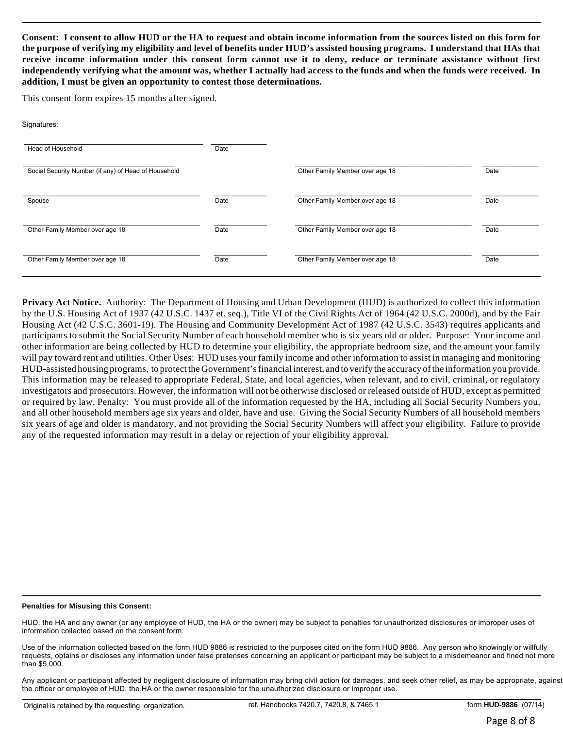**Consent: I consent to allow HUD or the HA to request and obtain income information from the sources listed on this form for the purpose of verifying my eligibility and level of benefits under HUD's assisted housing programs. I understand that HAs that receive income information under this consent form cannot use it to deny, reduce or terminate assistance without first independently verifying what the amount was, whether I actually had access to the funds and when the funds were received. In addition, I must be given an opportunity to contest those determinations.**

This consent form expires 15 months after signed.

Signatures:

| | | | |
|---|---|---|---|
| Head of Household | Date | | |
| Social Security Number (if any) of Head of Household | | Other Family Member over age 18 | Date |
| Spouse | Date | Other Family Member over age 18 | Date |
| Other Family Member over age 18 | Date | Other Family Member over age 18 | Date |
| Other Family Member over age 18 | Date | Other Family Member over age 18 | Date |

**Privacy Act Notice.** Authority: The Department of Housing and Urban Development (HUD) is authorized to collect this information by the U.S. Housing Act of 1937 (42 U.S.C. 1437 et. seq.), Title VI of the Civil Rights Act of 1964 (42 U.S.C. 2000d), and by the Fair Housing Act (42 U.S.C. 3601-19). The Housing and Community Development Act of 1987 (42 U.S.C. 3543) requires applicants and participants to submit the Social Security Number of each household member who is six years old or older. Purpose: Your income and other information are being collected by HUD to determine your eligibility, the appropriate bedroom size, and the amount your family will pay toward rent and utilities. Other Uses: HUD uses your family income and other information to assist in managing and monitoring HUD-assisted housing programs, to protect the Government's financial interest, and to verify the accuracy of the information you provide. This information may be released to appropriate Federal, State, and local agencies, when relevant, and to civil, criminal, or regulatory investigators and prosecutors. However, the information will not be otherwise disclosed or released outside of HUD, except as permitted or required by law. Penalty: You must provide all of the information requested by the HA, including all Social Security Numbers you, and all other household members age six years and older, have and use. Giving the Social Security Numbers of all household members six years of age and older is mandatory, and not providing the Social Security Numbers will affect your eligibility. Failure to provide any of the requested information may result in a delay or rejection of your eligibility approval.

**Penalties for Misusing this Consent:**

HUD, the HA and any owner (or any employee of HUD, the HA or the owner) may be subject to penalties for unauthorized disclosures or improper uses of information collected based on the consent form.

Use of the information collected based on the form HUD 9886 is restricted to the purposes cited on the form HUD 9886. Any person who knowingly or willfully requests, obtains or discloses any information under false pretenses concerning an applicant or participant may be subject to a misdemeanor and fined not more than $5,000.

Any applicant or participant affected by negligent disclosure of information may bring civil action for damages, and seek other relief, as may be appropriate, against the officer or employee of HUD, the HA or the owner responsible for the unauthorized disclosure or improper use.

Original is retained by the requesting organization. ref. Handbooks 7420.7, 7420.8, & 7465.1 form **HUD-9886** (07/14)